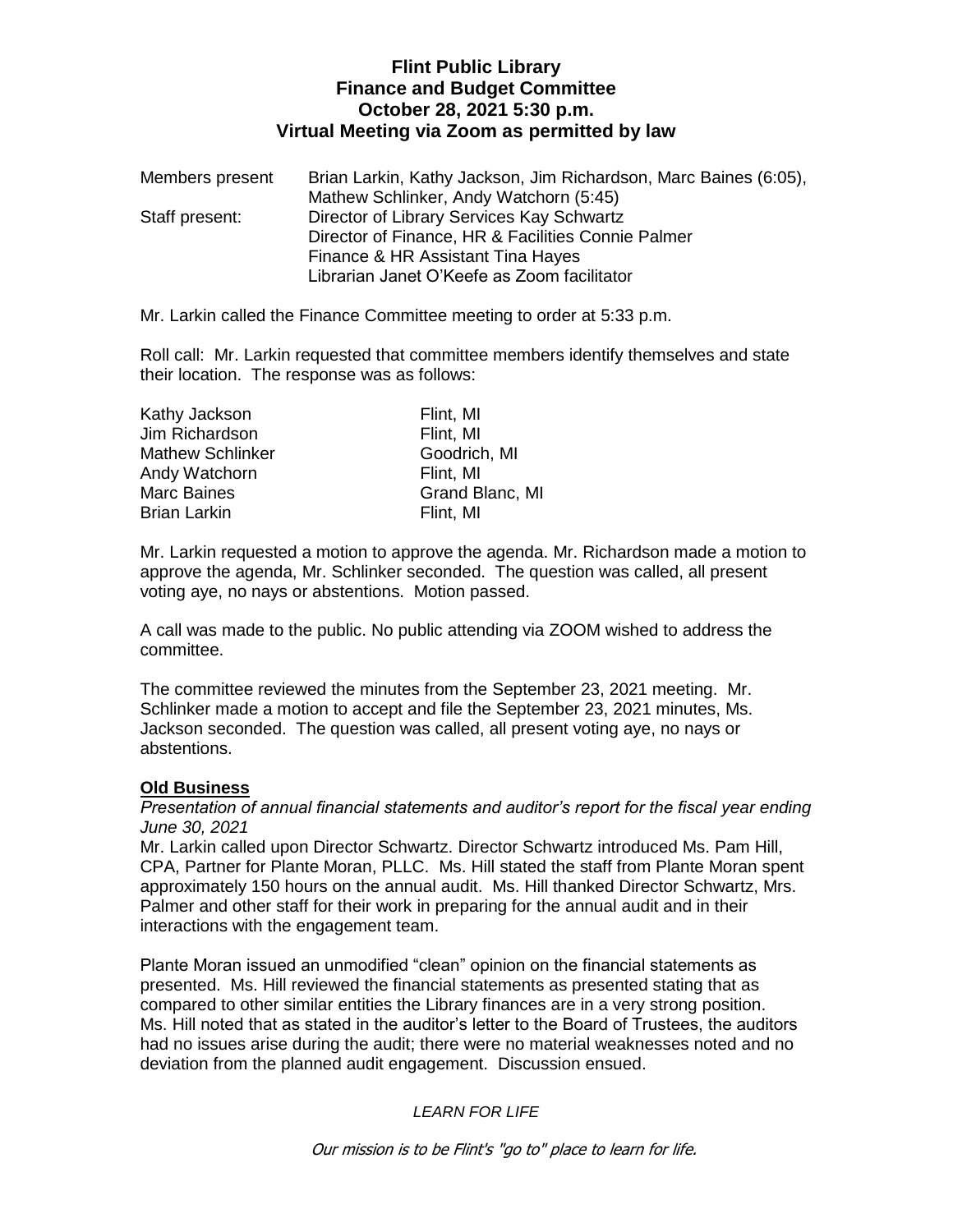# Flint Public Library
## Finance and Budget Committee
### October 28, 2021 5:30 p.m.
### Virtual Meeting via Zoom as permitted by law

| | |
|---|---|
| Members present | Brian Larkin, Kathy Jackson, Jim Richardson, Marc Baines (6:05), Mathew Schlinker, Andy Watchorn (5:45) |
| Staff present: | Director of Library Services Kay Schwartz<br>Director of Finance, HR & Facilities Connie Palmer<br>Finance & HR Assistant Tina Hayes<br>Librarian Janet O'Keefe as Zoom facilitator |

Mr. Larkin called the Finance Committee meeting to order at 5:33 p.m.

Roll call: Mr. Larkin requested that committee members identify themselves and state their location. The response was as follows:

| | |
|---|---|
| Kathy Jackson | Flint, MI |
| Jim Richardson | Flint, MI |
| Mathew Schlinker | Goodrich, MI |
| Andy Watchorn | Flint, MI |
| Marc Baines | Grand Blanc, MI |
| Brian Larkin | Flint, MI |

Mr. Larkin requested a motion to approve the agenda. Mr. Richardson made a motion to approve the agenda, Mr. Schlinker seconded. The question was called, all present voting aye, no nays or abstentions. Motion passed.

A call was made to the public. No public attending via ZOOM wished to address the committee.

The committee reviewed the minutes from the September 23, 2021 meeting. Mr. Schlinker made a motion to accept and file the September 23, 2021 minutes, Ms. Jackson seconded. The question was called, all present voting aye, no nays or abstentions.

**Old Business**

*Presentation of annual financial statements and auditor's report for the fiscal year ending June 30, 2021*

Mr. Larkin called upon Director Schwartz. Director Schwartz introduced Ms. Pam Hill, CPA, Partner for Plante Moran, PLLC. Ms. Hill stated the staff from Plante Moran spent approximately 150 hours on the annual audit. Ms. Hill thanked Director Schwartz, Mrs. Palmer and other staff for their work in preparing for the annual audit and in their interactions with the engagement team.

Plante Moran issued an unmodified "clean" opinion on the financial statements as presented. Ms. Hill reviewed the financial statements as presented stating that as compared to other similar entities the Library finances are in a very strong position. Ms. Hill noted that as stated in the auditor's letter to the Board of Trustees, the auditors had no issues arise during the audit; there were no material weaknesses noted and no deviation from the planned audit engagement. Discussion ensued.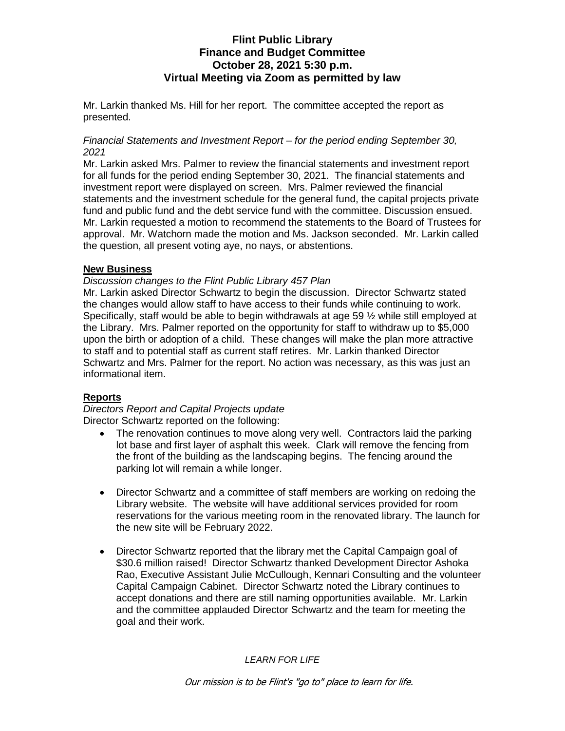Mr. Larkin thanked Ms. Hill for her report. The committee accepted the report as presented.

*Financial Statements and Investment Report – for the period ending September 30, 2021*

Mr. Larkin asked Mrs. Palmer to review the financial statements and investment report for all funds for the period ending September 30, 2021. The financial statements and investment report were displayed on screen. Mrs. Palmer reviewed the financial statements and the investment schedule for the general fund, the capital projects private fund and public fund and the debt service fund with the committee. Discussion ensued. Mr. Larkin requested a motion to recommend the statements to the Board of Trustees for approval. Mr. Watchorn made the motion and Ms. Jackson seconded. Mr. Larkin called the question, all present voting aye, no nays, or abstentions.

## New Business

*Discussion changes to the Flint Public Library 457 Plan*

Mr. Larkin asked Director Schwartz to begin the discussion. Director Schwartz stated the changes would allow staff to have access to their funds while continuing to work. Specifically, staff would be able to begin withdrawals at age 59 ½ while still employed at the Library. Mrs. Palmer reported on the opportunity for staff to withdraw up to $5,000 upon the birth or adoption of a child. These changes will make the plan more attractive to staff and to potential staff as current staff retires. Mr. Larkin thanked Director Schwartz and Mrs. Palmer for the report. No action was necessary, as this was just an informational item.

## Reports

*Directors Report and Capital Projects update*

Director Schwartz reported on the following:

- The renovation continues to move along very well. Contractors laid the parking lot base and first layer of asphalt this week. Clark will remove the fencing from the front of the building as the landscaping begins. The fencing around the parking lot will remain a while longer.
- Director Schwartz and a committee of staff members are working on redoing the Library website. The website will have additional services provided for room reservations for the various meeting room in the renovated library. The launch for the new site will be February 2022.
- Director Schwartz reported that the library met the Capital Campaign goal of $30.6 million raised! Director Schwartz thanked Development Director Ashoka Rao, Executive Assistant Julie McCullough, Kennari Consulting and the volunteer Capital Campaign Cabinet. Director Schwartz noted the Library continues to accept donations and there are still naming opportunities available. Mr. Larkin and the committee applauded Director Schwartz and the team for meeting the goal and their work.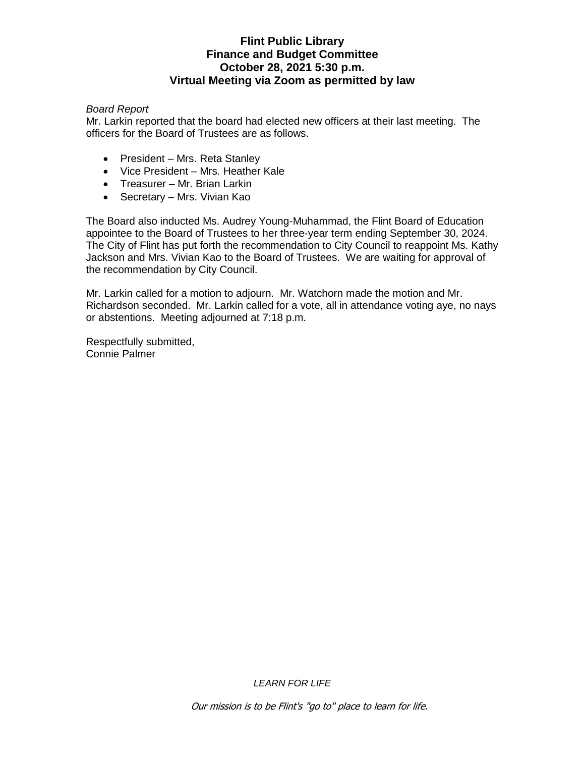**Flint Public Library**
**Finance and Budget Committee**
**October 28, 2021 5:30 p.m.**
**Virtual Meeting via Zoom as permitted by law**

*Board Report*
Mr. Larkin reported that the board had elected new officers at their last meeting. The officers for the Board of Trustees are as follows.

- President – Mrs. Reta Stanley
- Vice President – Mrs. Heather Kale
- Treasurer – Mr. Brian Larkin
- Secretary – Mrs. Vivian Kao

The Board also inducted Ms. Audrey Young-Muhammad, the Flint Board of Education appointee to the Board of Trustees to her three-year term ending September 30, 2024. The City of Flint has put forth the recommendation to City Council to reappoint Ms. Kathy Jackson and Mrs. Vivian Kao to the Board of Trustees. We are waiting for approval of the recommendation by City Council.

Mr. Larkin called for a motion to adjourn. Mr. Watchorn made the motion and Mr. Richardson seconded. Mr. Larkin called for a vote, all in attendance voting aye, no nays or abstentions. Meeting adjourned at 7:18 p.m.

Respectfully submitted,
Connie Palmer

*LEARN FOR LIFE*

*Our mission is to be Flint's "go to" place to learn for life.*